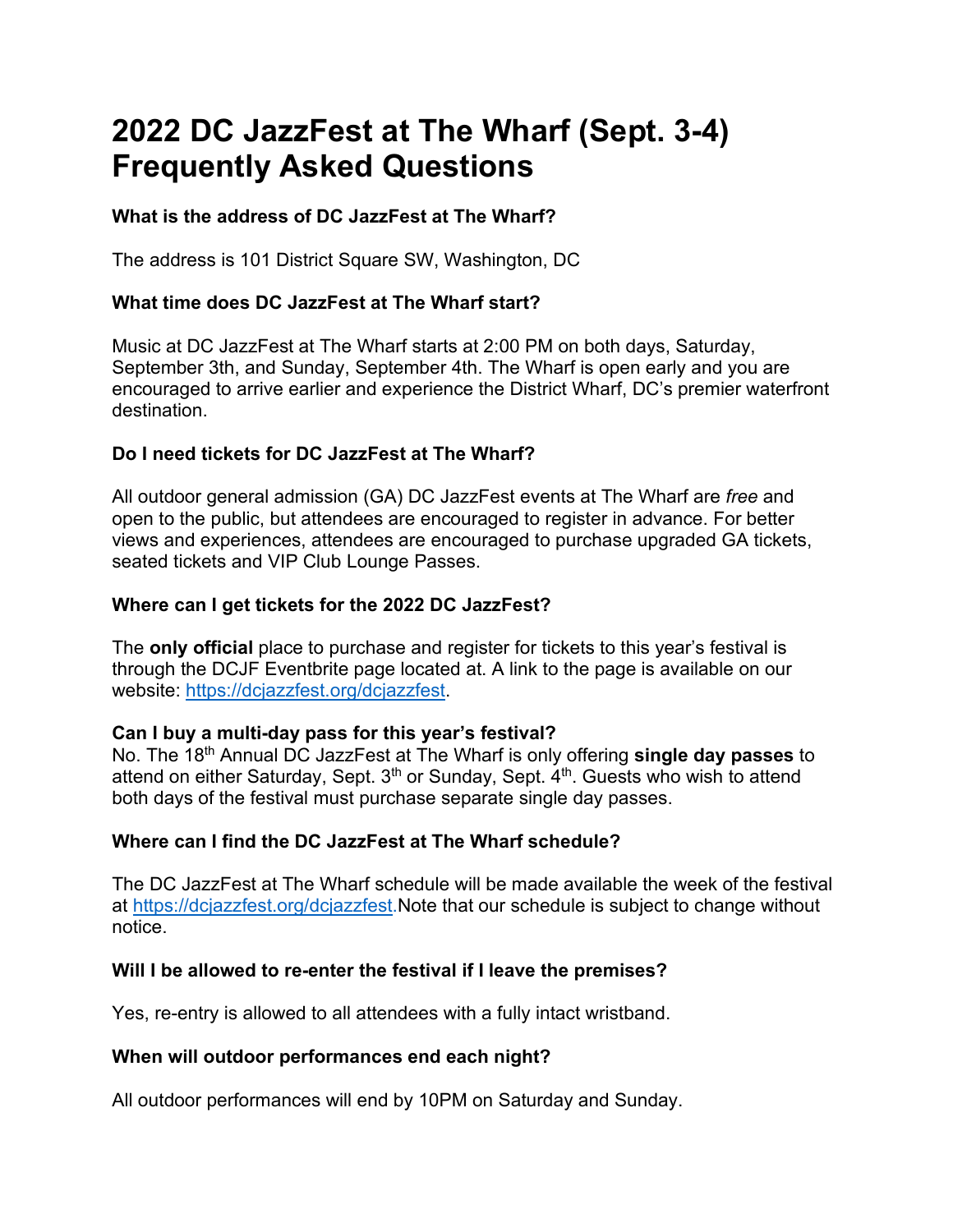# 2022 DC JazzFest at The Wharf (Sept. 3-4) Frequently Asked Questions

**What is the address of DC JazzFest at The Wharf?**

The address is 101 District Square SW, Washington, DC

**What time does DC JazzFest at The Wharf start?**

Music at DC JazzFest at The Wharf starts at 2:00 PM on both days, Saturday, September 3th, and Sunday, September 4th. The Wharf is open early and you are encouraged to arrive earlier and experience the District Wharf, DC's premier waterfront destination.

**Do I need tickets for DC JazzFest at The Wharf?**

All outdoor general admission (GA) DC JazzFest events at The Wharf are *free* and open to the public, but attendees are encouraged to register in advance. For better views and experiences, attendees are encouraged to purchase upgraded GA tickets, seated tickets and VIP Club Lounge Passes.

**Where can I get tickets for the 2022 DC JazzFest?**

The **only official** place to purchase and register for tickets to this year's festival is through the DCJF Eventbrite page located at. A link to the page is available on our website: https://dcjazzfest.org/dcjazzfest.

**Can I buy a multi-day pass for this year's festival?**

No. The 18th Annual DC JazzFest at The Wharf is only offering **single day passes** to attend on either Saturday, Sept. 3rd or Sunday, Sept. 4th. Guests who wish to attend both days of the festival must purchase separate single day passes.

**Where can I find the DC JazzFest at The Wharf schedule?**

The DC JazzFest at The Wharf schedule will be made available the week of the festival at https://dcjazzfest.org/dcjazzfest.Note that our schedule is subject to change without notice.

**Will I be allowed to re-enter the festival if I leave the premises?**

Yes, re-entry is allowed to all attendees with a fully intact wristband.

**When will outdoor performances end each night?**

All outdoor performances will end by 10PM on Saturday and Sunday.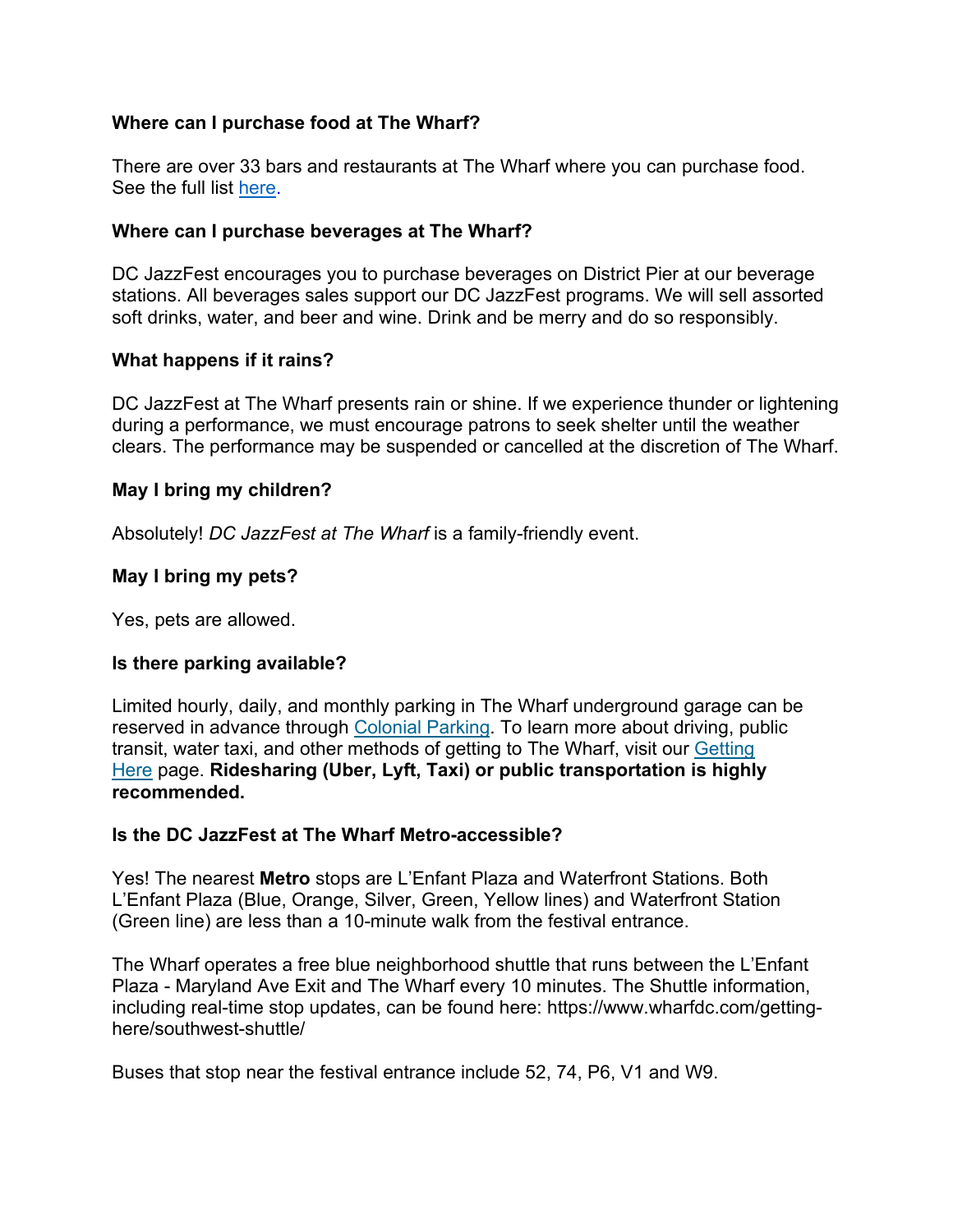**Where can I purchase food at The Wharf?**

There are over 33 bars and restaurants at The Wharf where you can purchase food. See the full list here.

**Where can I purchase beverages at The Wharf?**

DC JazzFest encourages you to purchase beverages on District Pier at our beverage stations. All beverages sales support our DC JazzFest programs. We will sell assorted soft drinks, water, and beer and wine. Drink and be merry and do so responsibly.

**What happens if it rains?**

DC JazzFest at The Wharf presents rain or shine. If we experience thunder or lightening during a performance, we must encourage patrons to seek shelter until the weather clears. The performance may be suspended or cancelled at the discretion of The Wharf.

**May I bring my children?**

Absolutely! *DC JazzFest at The Wharf* is a family-friendly event.

**May I bring my pets?**

Yes, pets are allowed.

**Is there parking available?**

Limited hourly, daily, and monthly parking in The Wharf underground garage can be reserved in advance through Colonial Parking. To learn more about driving, public transit, water taxi, and other methods of getting to The Wharf, visit our Getting Here page. **Ridesharing (Uber, Lyft, Taxi) or public transportation is highly recommended.**

**Is the DC JazzFest at The Wharf Metro-accessible?**

Yes! The nearest **Metro** stops are L'Enfant Plaza and Waterfront Stations. Both L'Enfant Plaza (Blue, Orange, Silver, Green, Yellow lines) and Waterfront Station (Green line) are less than a 10-minute walk from the festival entrance.

The Wharf operates a free blue neighborhood shuttle that runs between the L'Enfant Plaza - Maryland Ave Exit and The Wharf every 10 minutes. The Shuttle information, including real-time stop updates, can be found here: https://www.wharfdc.com/getting-here/southwest-shuttle/

Buses that stop near the festival entrance include 52, 74, P6, V1 and W9.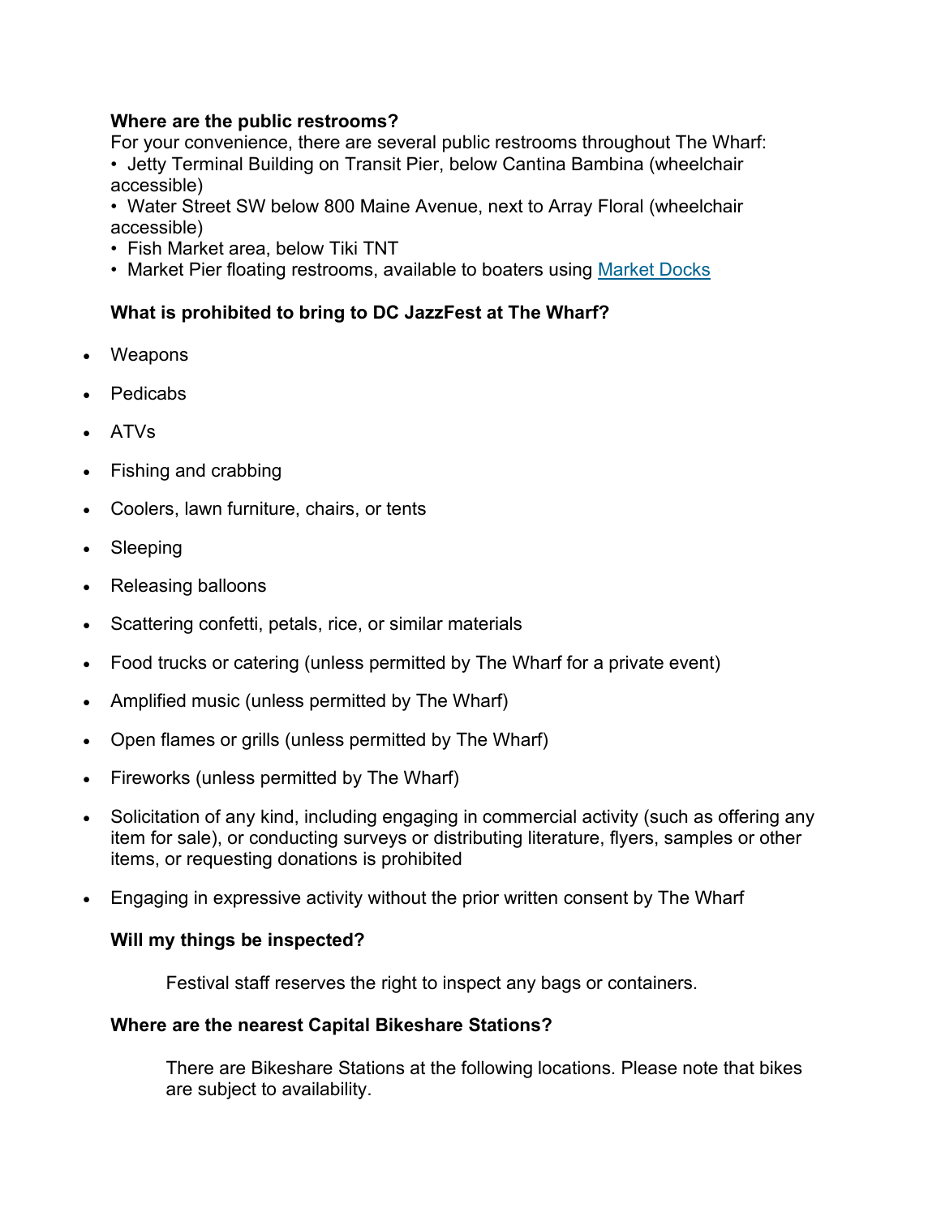**Where are the public restrooms?**

For your convenience, there are several public restrooms throughout The Wharf:

- Jetty Terminal Building on Transit Pier, below Cantina Bambina (wheelchair accessible)
- Water Street SW below 800 Maine Avenue, next to Array Floral (wheelchair accessible)
- Fish Market area, below Tiki TNT
- Market Pier floating restrooms, available to boaters using Market Docks

**What is prohibited to bring to DC JazzFest at The Wharf?**

- Weapons
- Pedicabs
- ATVs
- Fishing and crabbing
- Coolers, lawn furniture, chairs, or tents
- Sleeping
- Releasing balloons
- Scattering confetti, petals, rice, or similar materials
- Food trucks or catering (unless permitted by The Wharf for a private event)
- Amplified music (unless permitted by The Wharf)
- Open flames or grills (unless permitted by The Wharf)
- Fireworks (unless permitted by The Wharf)
- Solicitation of any kind, including engaging in commercial activity (such as offering any item for sale), or conducting surveys or distributing literature, flyers, samples or other items, or requesting donations is prohibited
- Engaging in expressive activity without the prior written consent by The Wharf

**Will my things be inspected?**

Festival staff reserves the right to inspect any bags or containers.

**Where are the nearest Capital Bikeshare Stations?**

There are Bikeshare Stations at the following locations. Please note that bikes are subject to availability.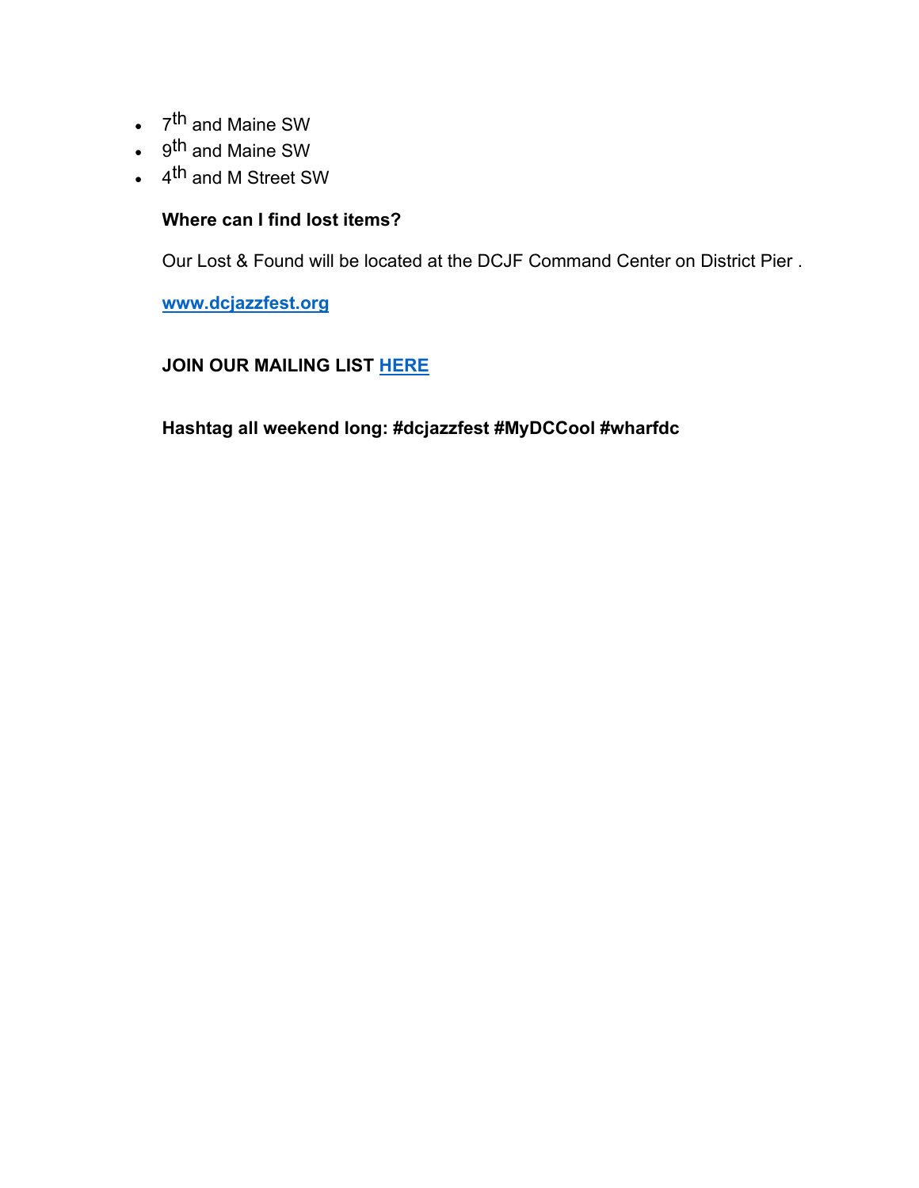- 7th and Maine SW
- 9th and Maine SW
- 4th and M Street SW

**Where can I find lost items?**

Our Lost & Found will be located at the DCJF Command Center on District Pier .

**www.dcjazzfest.org**

**JOIN OUR MAILING LIST HERE**

**Hashtag all weekend long: #dcjazzfest #MyDCCool #wharfdc**